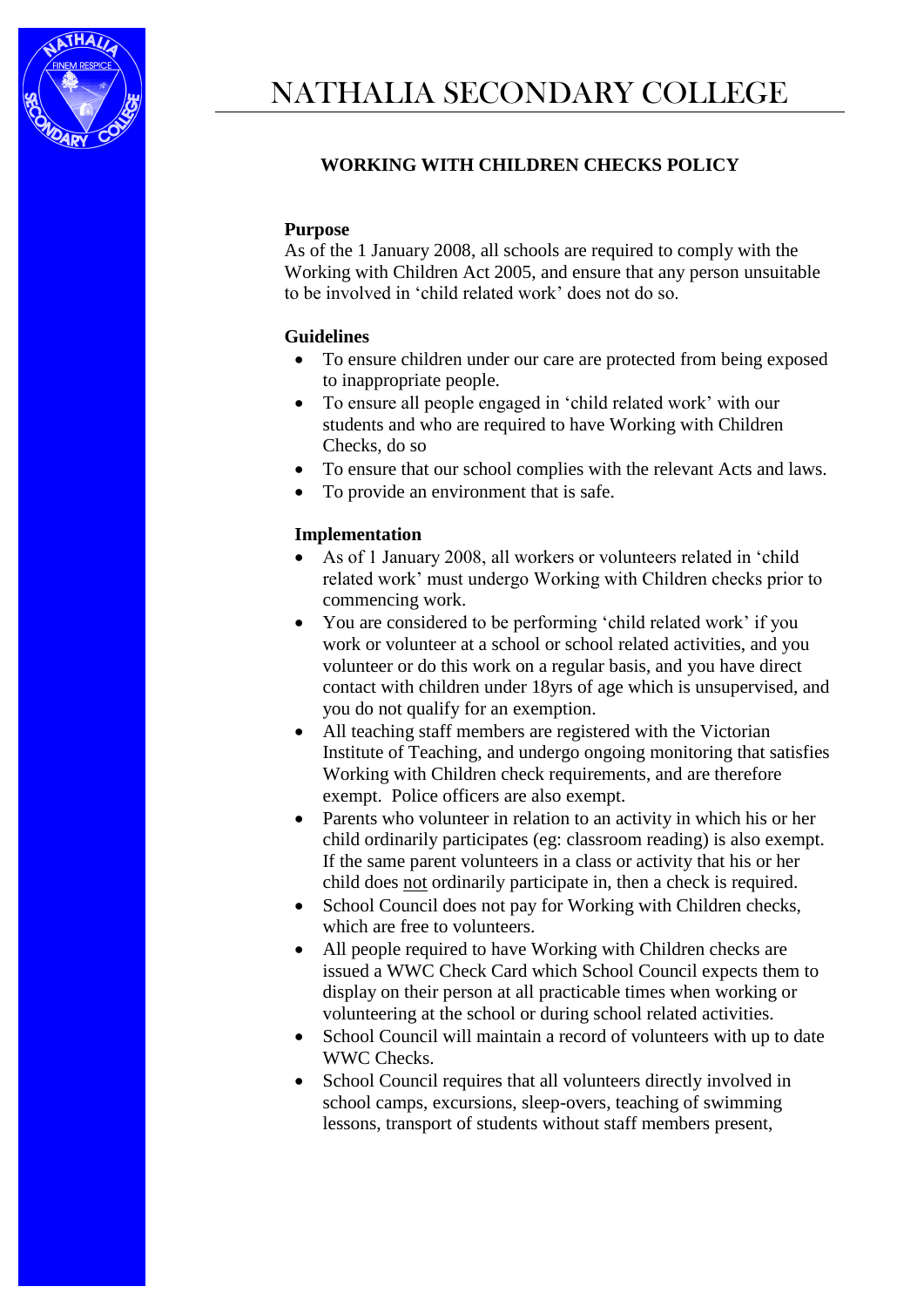# NATHALIA SECONDARY COLLEGE

## WORKING WITH CHILDREN CHECKS POLICY

**Purpose**

As of the 1 January 2008, all schools are required to comply with the Working with Children Act 2005, and ensure that any person unsuitable to be involved in 'child related work' does not do so.

**Guidelines**

- To ensure children under our care are protected from being exposed to inappropriate people.
- To ensure all people engaged in 'child related work' with our students and who are required to have Working with Children Checks, do so
- To ensure that our school complies with the relevant Acts and laws.
- To provide an environment that is safe.

**Implementation**

- As of 1 January 2008, all workers or volunteers related in 'child related work' must undergo Working with Children checks prior to commencing work.
- You are considered to be performing 'child related work' if you work or volunteer at a school or school related activities, and you volunteer or do this work on a regular basis, and you have direct contact with children under 18yrs of age which is unsupervised, and you do not qualify for an exemption.
- All teaching staff members are registered with the Victorian Institute of Teaching, and undergo ongoing monitoring that satisfies Working with Children check requirements, and are therefore exempt. Police officers are also exempt.
- Parents who volunteer in relation to an activity in which his or her child ordinarily participates (eg: classroom reading) is also exempt. If the same parent volunteers in a class or activity that his or her child does <u>not</u> ordinarily participate in, then a check is required.
- School Council does not pay for Working with Children checks, which are free to volunteers.
- All people required to have Working with Children checks are issued a WWC Check Card which School Council expects them to display on their person at all practicable times when working or volunteering at the school or during school related activities.
- School Council will maintain a record of volunteers with up to date WWC Checks.
- School Council requires that all volunteers directly involved in school camps, excursions, sleep-overs, teaching of swimming lessons, transport of students without staff members present,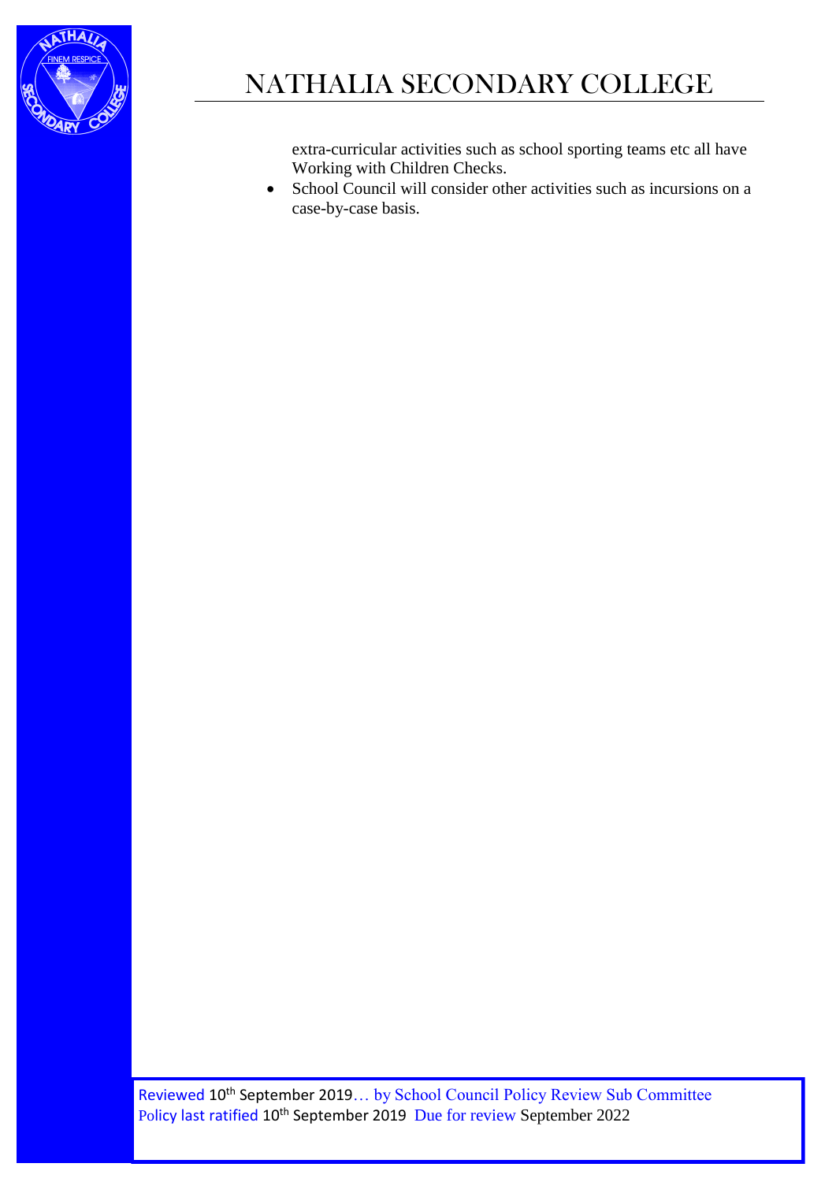extra-curricular activities such as school sporting teams etc all have Working with Children Checks.

- School Council will consider other activities such as incursions on a case-by-case basis.

Reviewed 10th September 2019… by School Council Policy Review Sub Committee
Policy last ratified 10th September 2019 Due for review September 2022